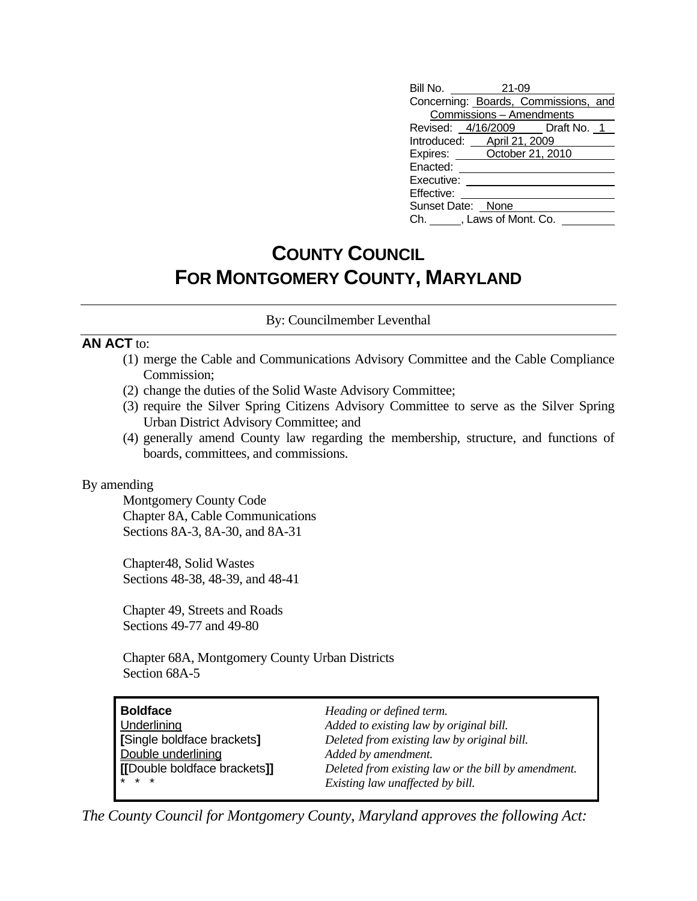| | |
|---|---|
| Bill No. | 21-09 |
| Concerning: | Boards, Commissions, and Commissions – Amendments |
| Revised: | 4/16/2009 Draft No. 1 |
| Introduced: | April 21, 2009 |
| Expires: | October 21, 2010 |
| Enacted: | |
| Executive: | |
| Effective: | |
| Sunset Date: | None |
| Ch. ___, Laws of Mont. Co. | |

# COUNTY COUNCIL FOR MONTGOMERY COUNTY, MARYLAND

By: Councilmember Leventhal

**AN ACT** to:

(1) merge the Cable and Communications Advisory Committee and the Cable Compliance Commission;
(2) change the duties of the Solid Waste Advisory Committee;
(3) require the Silver Spring Citizens Advisory Committee to serve as the Silver Spring Urban District Advisory Committee; and
(4) generally amend County law regarding the membership, structure, and functions of boards, committees, and commissions.

By amending

Montgomery County Code
Chapter 8A, Cable Communications
Sections 8A-3, 8A-30, and 8A-31

Chapter48, Solid Wastes
Sections 48-38, 48-39, and 48-41

Chapter 49, Streets and Roads
Sections 49-77 and 49-80

Chapter 68A, Montgomery County Urban Districts
Section 68A-5

| | |
|---|---|
| **Boldface** | *Heading or defined term.* |
| Underlining | *Added to existing law by original bill.* |
| **[**Single boldface brackets**]** | *Deleted from existing law by original bill.* |
| Double underlining | *Added by amendment.* |
| **[[**Double boldface brackets**]]** | *Deleted from existing law or the bill by amendment.* |
| * * * | *Existing law unaffected by bill.* |

*The County Council for Montgomery County, Maryland approves the following Act:*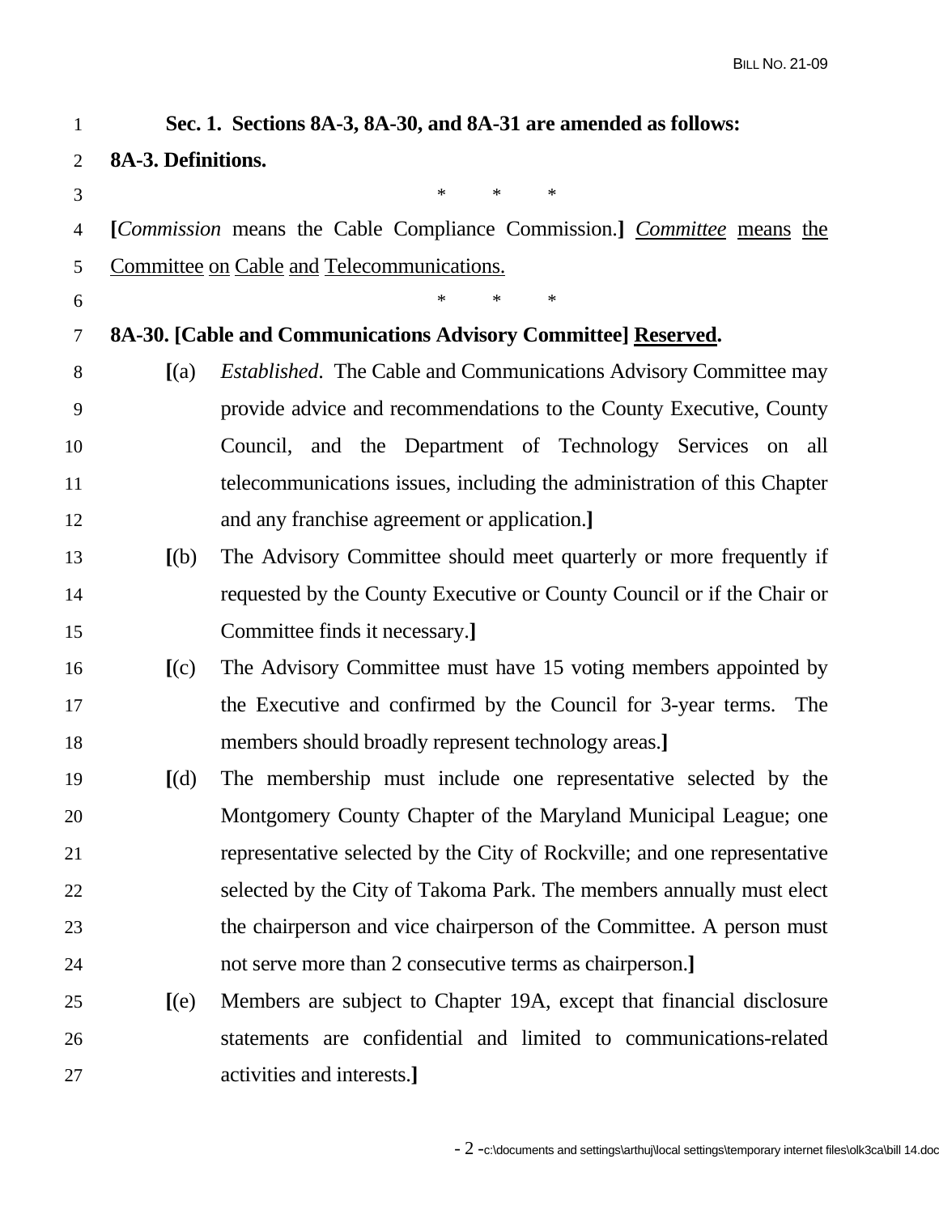**Sec. 1. Sections 8A-3, 8A-30, and 8A-31 are amended as follows:**

**8A-3. Definitions.**

\* \* \*

**[***Commission* means the Cable Compliance Commission.**]** <u>*Committee* means the Committee on Cable and Telecommunications.</u>

\* \* \*

**8A-30. [Cable and Communications Advisory Committee] <u>Reserved</u>.**

**[**(a) *Established*. The Cable and Communications Advisory Committee may provide advice and recommendations to the County Executive, County Council, and the Department of Technology Services on all telecommunications issues, including the administration of this Chapter and any franchise agreement or application.**]**

**[**(b) The Advisory Committee should meet quarterly or more frequently if requested by the County Executive or County Council or if the Chair or Committee finds it necessary.**]**

**[**(c) The Advisory Committee must have 15 voting members appointed by the Executive and confirmed by the Council for 3-year terms. The members should broadly represent technology areas.**]**

**[**(d) The membership must include one representative selected by the Montgomery County Chapter of the Maryland Municipal League; one representative selected by the City of Rockville; and one representative selected by the City of Takoma Park. The members annually must elect the chairperson and vice chairperson of the Committee. A person must not serve more than 2 consecutive terms as chairperson.**]**

**[**(e) Members are subject to Chapter 19A, except that financial disclosure statements are confidential and limited to communications-related activities and interests.**]**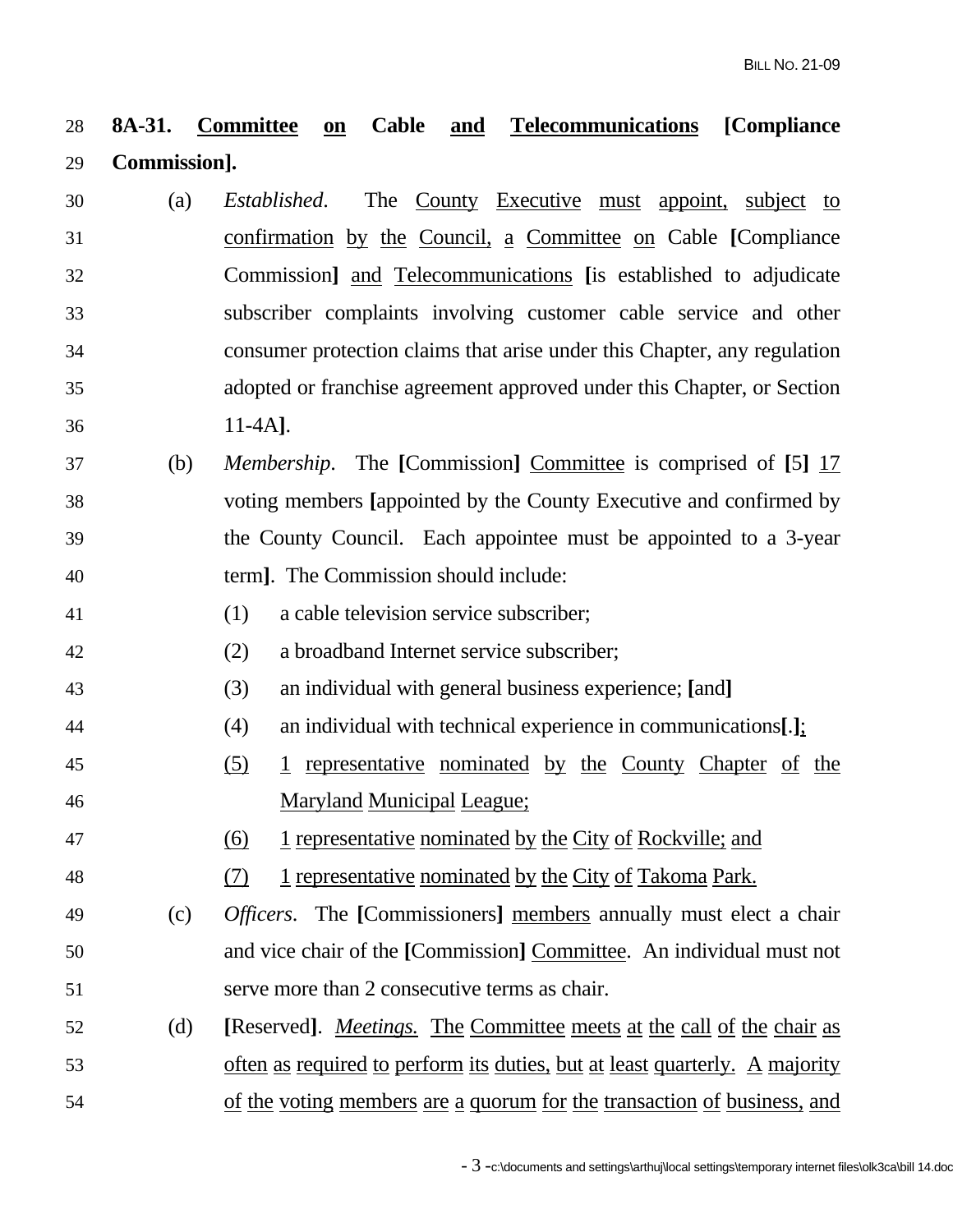**8A-31. Committee on Cable and Telecommunications [Compliance Commission].**

(a) *Established*. The County Executive must appoint, subject to confirmation by the Council, a Committee on Cable [Compliance Commission] and Telecommunications [is established to adjudicate subscriber complaints involving customer cable service and other consumer protection claims that arise under this Chapter, any regulation adopted or franchise agreement approved under this Chapter, or Section 11-4A].

(b) *Membership*. The [Commission] Committee is comprised of [5] 17 voting members [appointed by the County Executive and confirmed by the County Council. Each appointee must be appointed to a 3-year term]. The Commission should include:

(1) a cable television service subscriber;

(2) a broadband Internet service subscriber;

(3) an individual with general business experience; [and]

(4) an individual with technical experience in communications[.];

(5) 1 representative nominated by the County Chapter of the Maryland Municipal League;

(6) 1 representative nominated by the City of Rockville; and

(7) 1 representative nominated by the City of Takoma Park.

(c) *Officers*. The [Commissioners] members annually must elect a chair and vice chair of the [Commission] Committee. An individual must not serve more than 2 consecutive terms as chair.

(d) [Reserved]. *Meetings.* The Committee meets at the call of the chair as often as required to perform its duties, but at least quarterly. A majority of the voting members are a quorum for the transaction of business, and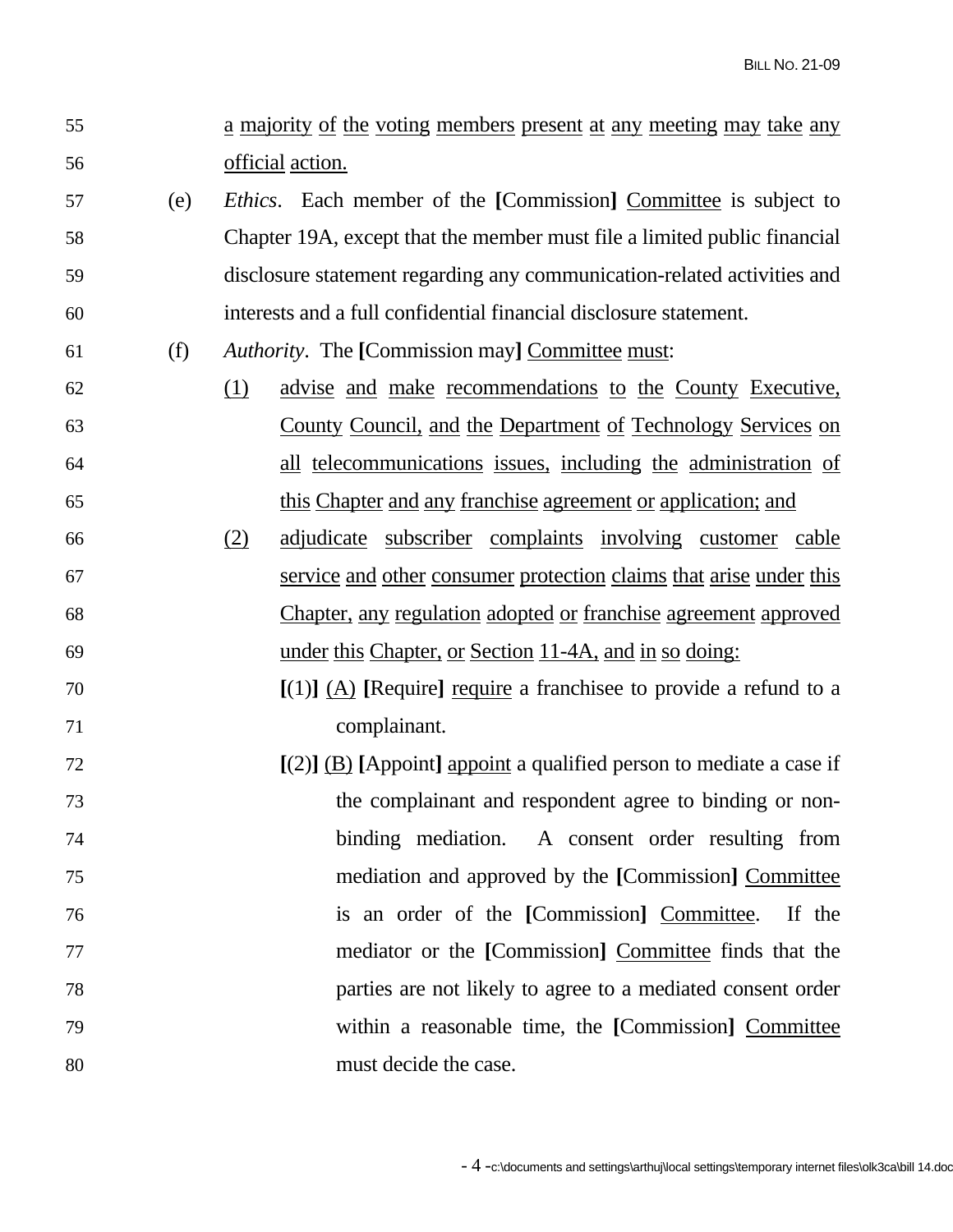a majority of the voting members present at any meeting may take any official action.

(e) *Ethics*. Each member of the **[**Commission**]** Committee is subject to Chapter 19A, except that the member must file a limited public financial disclosure statement regarding any communication-related activities and interests and a full confidential financial disclosure statement.

(f) *Authority*. The **[**Commission may**]** Committee must:

(1) advise and make recommendations to the County Executive, County Council, and the Department of Technology Services on all telecommunications issues, including the administration of this Chapter and any franchise agreement or application; and

(2) adjudicate subscriber complaints involving customer cable service and other consumer protection claims that arise under this Chapter, any regulation adopted or franchise agreement approved under this Chapter, or Section 11-4A, and in so doing:

**[**(1)**]** (A) **[**Require**]** require a franchisee to provide a refund to a complainant.

**[**(2)**]** (B) **[**Appoint**]** appoint a qualified person to mediate a case if the complainant and respondent agree to binding or non-binding mediation. A consent order resulting from mediation and approved by the **[**Commission**]** Committee is an order of the **[**Commission**]** Committee. If the mediator or the **[**Commission**]** Committee finds that the parties are not likely to agree to a mediated consent order within a reasonable time, the **[**Commission**]** Committee must decide the case.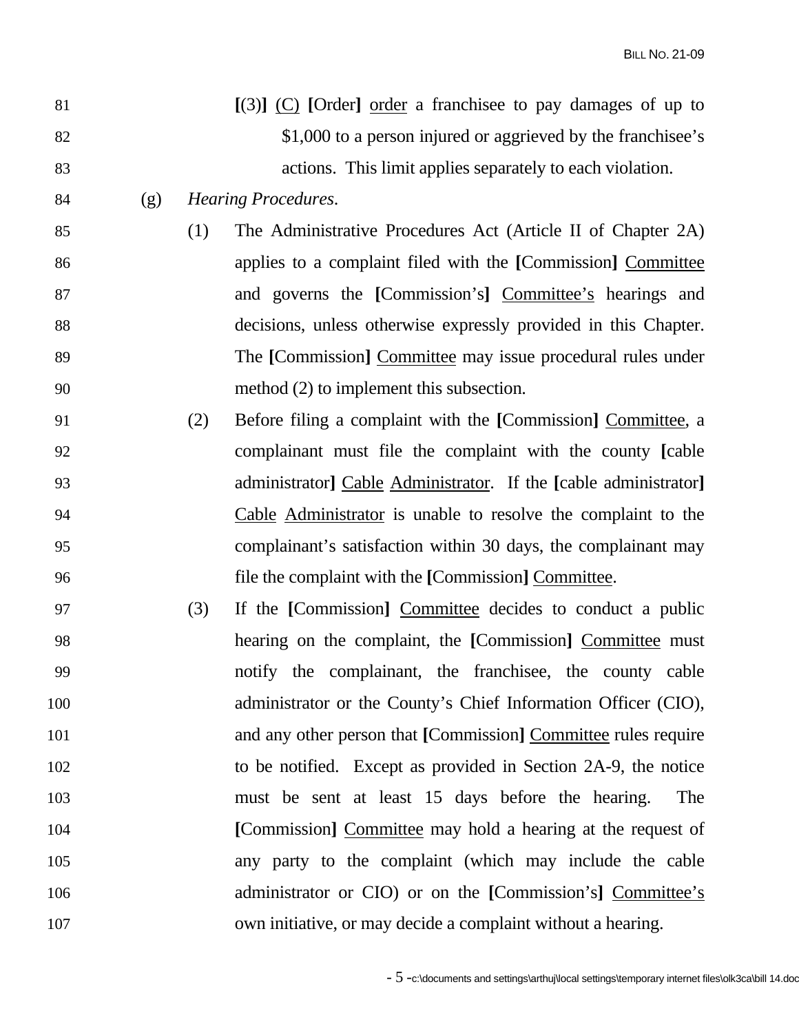[(3)] <u>(C)</u> [Order] <u>order</u> a franchisee to pay damages of up to $1,000 to a person injured or aggrieved by the franchisee's actions. This limit applies separately to each violation.

(g) *Hearing Procedures*.

(1) The Administrative Procedures Act (Article II of Chapter 2A) applies to a complaint filed with the [Commission] <u>Committee</u> and governs the [Commission's] <u>Committee's</u> hearings and decisions, unless otherwise expressly provided in this Chapter. The [Commission] <u>Committee</u> may issue procedural rules under method (2) to implement this subsection.

(2) Before filing a complaint with the [Commission] <u>Committee</u>, a complainant must file the complaint with the county [cable administrator] <u>Cable Administrator</u>. If the [cable administrator] <u>Cable Administrator</u> is unable to resolve the complaint to the complainant's satisfaction within 30 days, the complainant may file the complaint with the [Commission] <u>Committee</u>.

(3) If the [Commission] <u>Committee</u> decides to conduct a public hearing on the complaint, the [Commission] <u>Committee</u> must notify the complainant, the franchisee, the county cable administrator or the County's Chief Information Officer (CIO), and any other person that [Commission] <u>Committee</u> rules require to be notified. Except as provided in Section 2A-9, the notice must be sent at least 15 days before the hearing. The [Commission] <u>Committee</u> may hold a hearing at the request of any party to the complaint (which may include the cable administrator or CIO) or on the [Commission's] <u>Committee's</u> own initiative, or may decide a complaint without a hearing.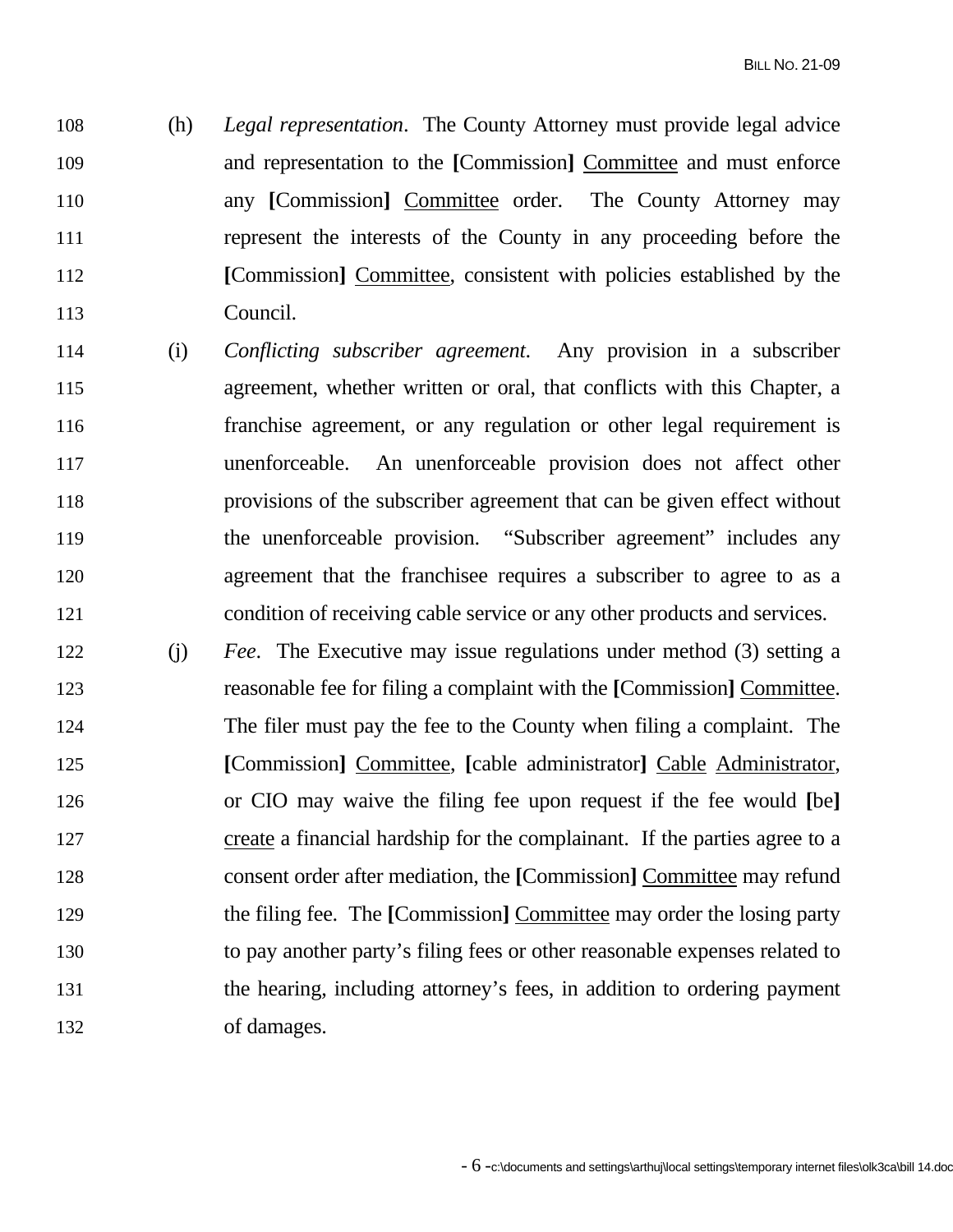108 (h) *Legal representation*. The County Attorney must provide legal advice
109 and representation to the **[**Commission**]** <u>Committee</u> and must enforce
110 any **[**Commission**]** <u>Committee</u> order. The County Attorney may
111 represent the interests of the County in any proceeding before the
112 **[**Commission**]** <u>Committee</u>, consistent with policies established by the
113 Council.

114 (i) *Conflicting subscriber agreement*. Any provision in a subscriber
115 agreement, whether written or oral, that conflicts with this Chapter, a
116 franchise agreement, or any regulation or other legal requirement is
117 unenforceable. An unenforceable provision does not affect other
118 provisions of the subscriber agreement that can be given effect without
119 the unenforceable provision. "Subscriber agreement" includes any
120 agreement that the franchisee requires a subscriber to agree to as a
121 condition of receiving cable service or any other products and services.

122 (j) *Fee*. The Executive may issue regulations under method (3) setting a
123 reasonable fee for filing a complaint with the **[**Commission**]** <u>Committee</u>.
124 The filer must pay the fee to the County when filing a complaint. The
125 **[**Commission**]** <u>Committee</u>, **[**cable administrator**]** <u>Cable</u> <u>Administrator</u>,
126 or CIO may waive the filing fee upon request if the fee would **[**be**]**
127 <u>create</u> a financial hardship for the complainant. If the parties agree to a
128 consent order after mediation, the **[**Commission**]** <u>Committee</u> may refund
129 the filing fee. The **[**Commission**]** <u>Committee</u> may order the losing party
130 to pay another party's filing fees or other reasonable expenses related to
131 the hearing, including attorney's fees, in addition to ordering payment
132 of damages.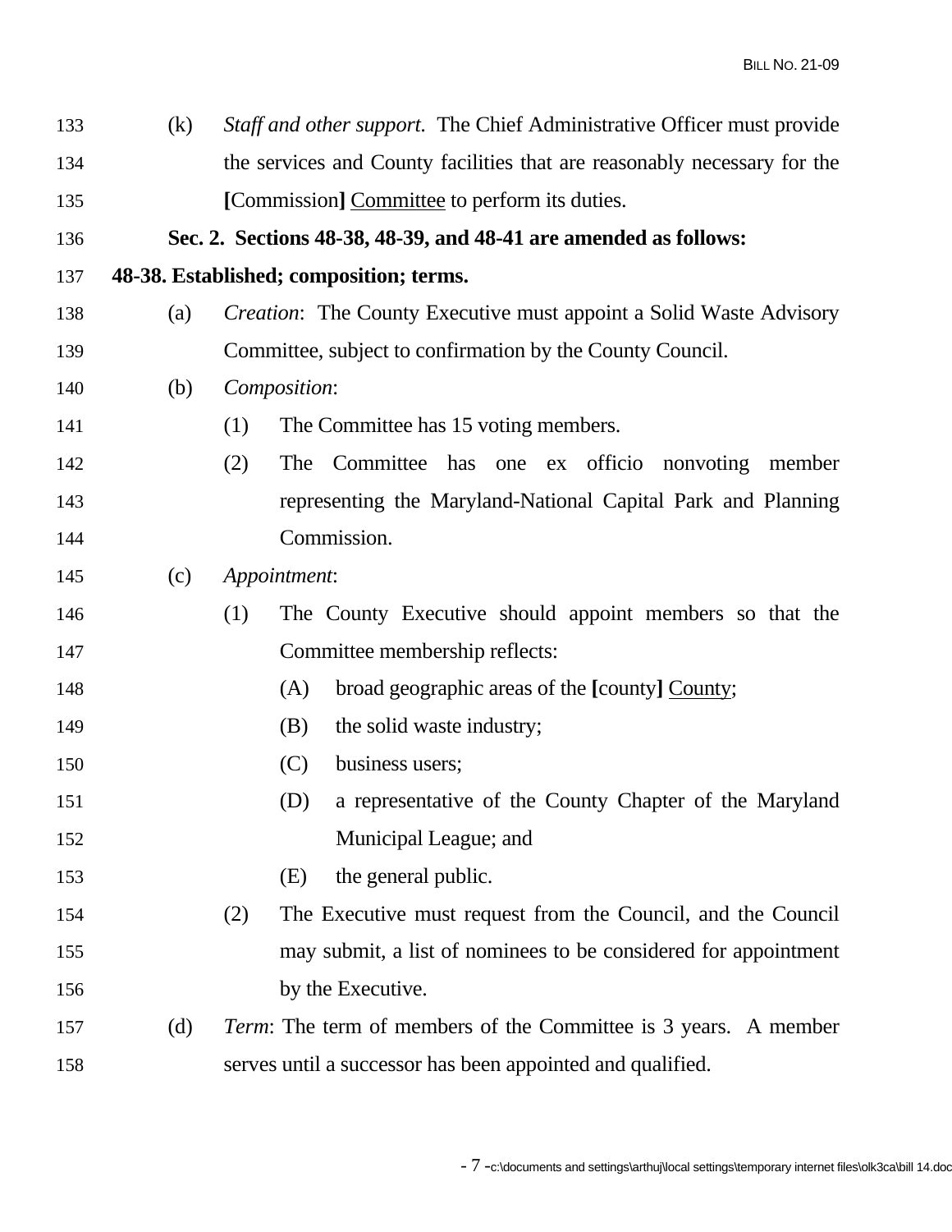(k) *Staff and other support.* The Chief Administrative Officer must provide the services and County facilities that are reasonably necessary for the **[**Commission**]** <u>Committee</u> to perform its duties.

**Sec. 2. Sections 48-38, 48-39, and 48-41 are amended as follows:**

**48-38. Established; composition; terms.**

(a) *Creation*: The County Executive must appoint a Solid Waste Advisory Committee, subject to confirmation by the County Council.

(b) *Composition*:

(1) The Committee has 15 voting members.

(2) The Committee has one ex officio nonvoting member representing the Maryland-National Capital Park and Planning Commission.

(c) *Appointment*:

(1) The County Executive should appoint members so that the Committee membership reflects:

(A) broad geographic areas of the **[**county**]** <u>County</u>;

(B) the solid waste industry;

(C) business users;

(D) a representative of the County Chapter of the Maryland Municipal League; and

(E) the general public.

(2) The Executive must request from the Council, and the Council may submit, a list of nominees to be considered for appointment by the Executive.

(d) *Term*: The term of members of the Committee is 3 years. A member serves until a successor has been appointed and qualified.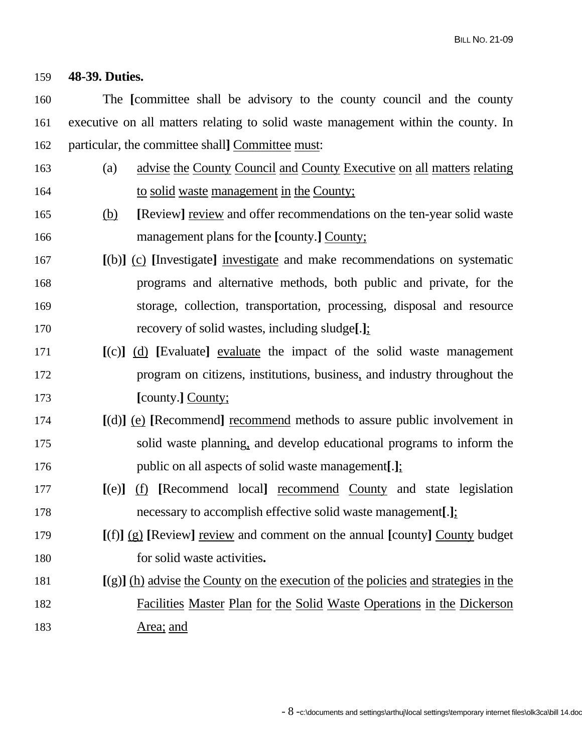**48-39. Duties.**

The **[**committee shall be advisory to the county council and the county executive on all matters relating to solid waste management within the county. In particular, the committee shall**]** <u>Committee</u> <u>must</u>:

(a) <u>advise the County Council and County Executive on all matters relating to solid waste management in the County;</u>

<u>(b)</u> **[**Review**]** <u>review</u> and offer recommendations on the ten-year solid waste management plans for the **[**county.**]** <u>County;</u>

**[**(b)**]** <u>(c)</u> **[**Investigate**]** <u>investigate</u> and make recommendations on systematic programs and alternative methods, both public and private, for the storage, collection, transportation, processing, disposal and resource recovery of solid wastes, including sludge**[**.**]**<u>;</u>

**[**(c)**]** <u>(d)</u> **[**Evaluate**]** <u>evaluate</u> the impact of the solid waste management program on citizens, institutions, business<u>,</u> and industry throughout the **[**county.**]** <u>County;</u>

**[**(d)**]** <u>(e)</u> **[**Recommend**]** <u>recommend</u> methods to assure public involvement in solid waste planning<u>,</u> and develop educational programs to inform the public on all aspects of solid waste management**[**.**]**<u>;</u>

**[**(e)**]** <u>(f)</u> **[**Recommend local**]** <u>recommend</u> <u>County</u> and state legislation necessary to accomplish effective solid waste management**[**.**]**<u>;</u>

**[**(f)**]** <u>(g)</u> **[**Review**]** <u>review</u> and comment on the annual **[**county**]** <u>County</u> budget for solid waste activities**.**

**[**(g)**]** <u>(h) advise the County on the execution of the policies and strategies in the Facilities Master Plan for the Solid Waste Operations in the Dickerson Area; and</u>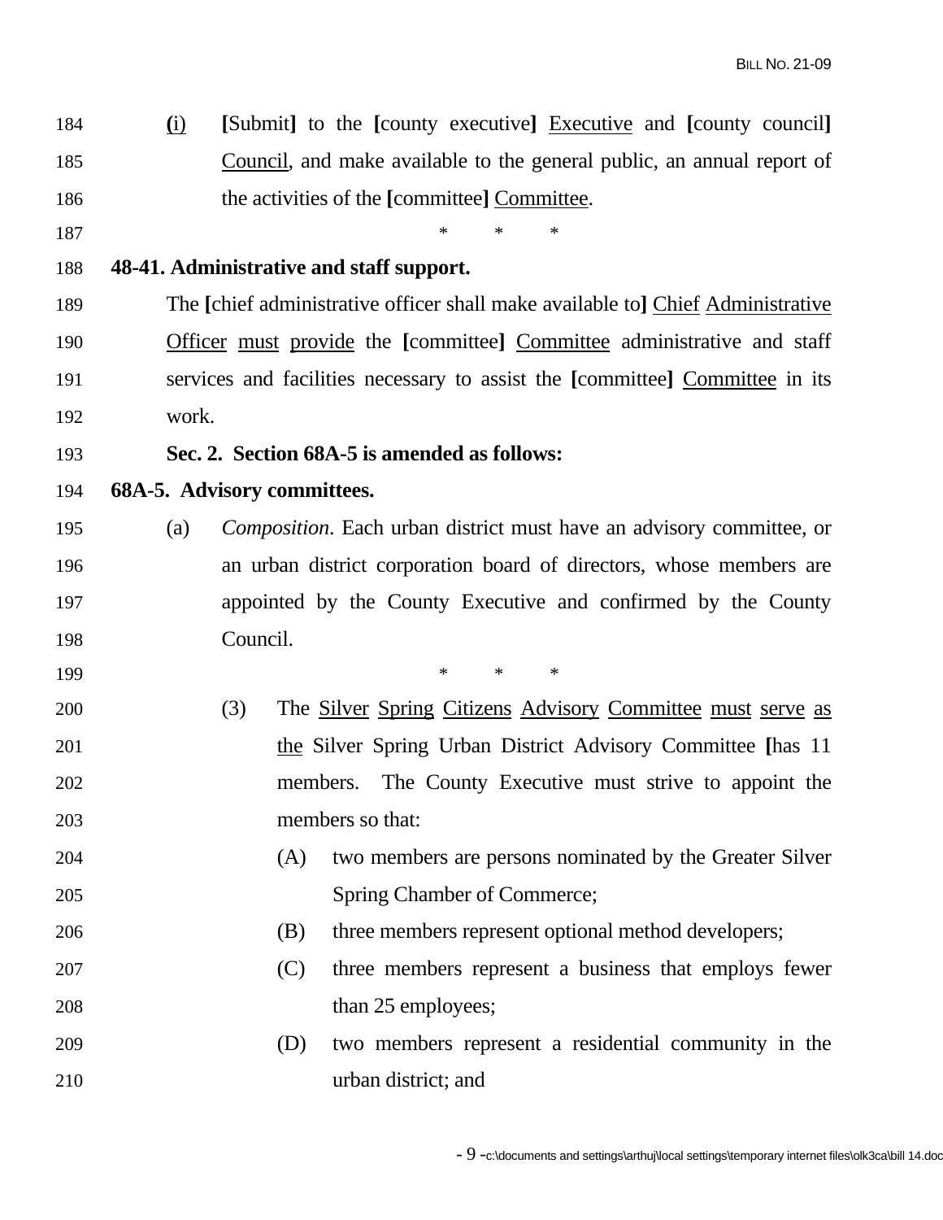(i) **[**Submit**]** to the **[**county executive**]** <u>Executive</u> and **[**county council**]** <u>Council</u>, and make available to the general public, an annual report of the activities of the **[**committee**]** <u>Committee</u>.

\* \* \*

**48-41. Administrative and staff support.**

The **[**chief administrative officer shall make available to**]** <u>Chief Administrative Officer must provide</u> the **[**committee**]** <u>Committee</u> administrative and staff services and facilities necessary to assist the **[**committee**]** <u>Committee</u> in its work.

**Sec. 2. Section 68A-5 is amended as follows:**

**68A-5. Advisory committees.**

(a) *Composition*. Each urban district must have an advisory committee, or an urban district corporation board of directors, whose members are appointed by the County Executive and confirmed by the County Council.

\* \* \*

(3) The <u>Silver Spring Citizens Advisory Committee must serve as the</u> Silver Spring Urban District Advisory Committee **[**has 11 members. The County Executive must strive to appoint the members so that:

(A) two members are persons nominated by the Greater Silver Spring Chamber of Commerce;

(B) three members represent optional method developers;

(C) three members represent a business that employs fewer than 25 employees;

(D) two members represent a residential community in the urban district; and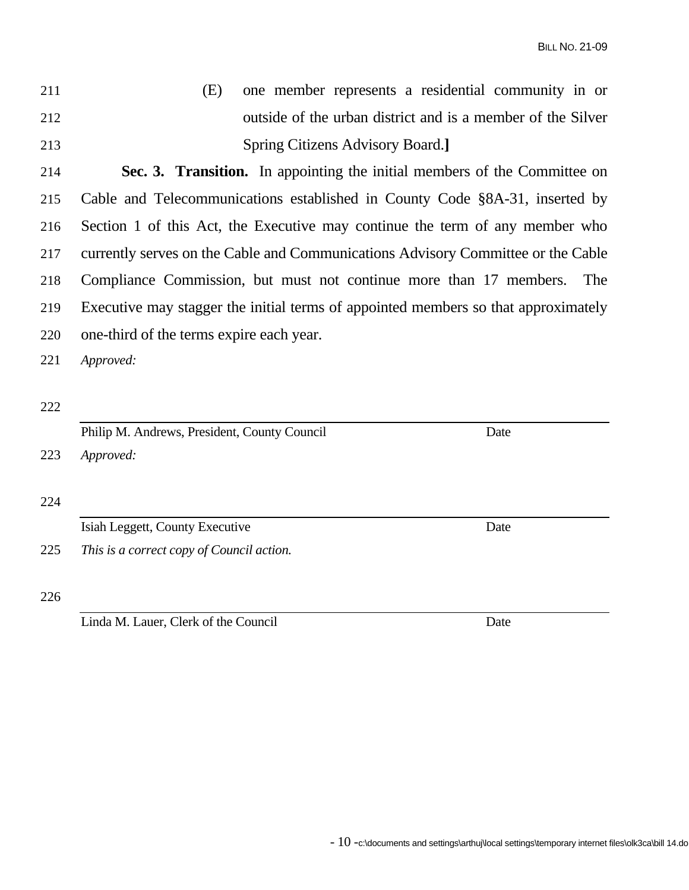(E) one member represents a residential community in or outside of the urban district and is a member of the Silver Spring Citizens Advisory Board.**]**

**Sec. 3. Transition.** In appointing the initial members of the Committee on Cable and Telecommunications established in County Code §8A-31, inserted by Section 1 of this Act, the Executive may continue the term of any member who currently serves on the Cable and Communications Advisory Committee or the Cable Compliance Commission, but must not continue more than 17 members. The Executive may stagger the initial terms of appointed members so that approximately one-third of the terms expire each year.

*Approved:*

Philip M. Andrews, President, County Council — Date

*Approved:*

Isiah Leggett, County Executive — Date

*This is a correct copy of Council action.*

Linda M. Lauer, Clerk of the Council — Date